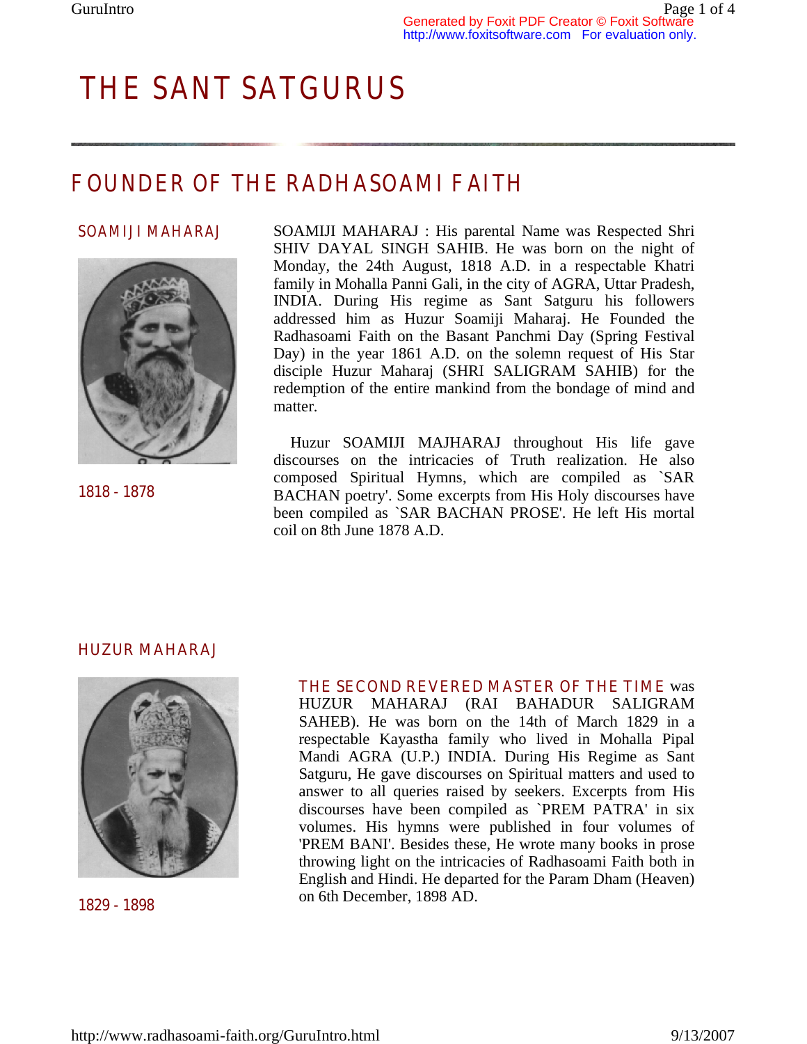# THE SANT SATGURUS

## FOUNDER OF THE RADHASOAMI FAITH

### SOAMIJI MAHARAJ

1818 - 1878

SOAMIJI MAHARAJ : His parental Name was Respected Shri SHIV DAYAL SINGH SAHIB. He was born on the night of Monday, the 24th August, 1818 A.D. in a respectable Khatri family in Mohalla Panni Gali, in the city of AGRA, Uttar Pradesh, INDIA. During His regime as Sant Satguru his followers addressed him as Huzur Soamiji Maharaj. He Founded the Radhasoami Faith on the Basant Panchmi Day (Spring Festival Day) in the year 1861 A.D. on the solemn request of His Star disciple Huzur Maharaj (SHRI SALIGRAM SAHIB) for the redemption of the entire mankind from the bondage of mind and matter.

Huzur SOAMIJI MAJHARAJ throughout His life gave discourses on the intricacies of Truth realization. He also composed Spiritual Hymns, which are compiled as `SAR BACHAN poetry'. Some excerpts from His Holy discourses have been compiled as `SAR BACHAN PROSE'. He left His mortal coil on 8th June 1878 A.D.

### HUZUR MAHARAJ

1829 - 1898

THE SECOND REVERED MASTER OF THE TIME was HUZUR MAHARAJ (RAI BAHADUR SALIGRAM SAHEB). He was born on the 14th of March 1829 in a respectable Kayastha family who lived in Mohalla Pipal Mandi AGRA (U.P.) INDIA. During His Regime as Sant Satguru, He gave discourses on Spiritual matters and used to answer to all queries raised by seekers. Excerpts from His discourses have been compiled as `PREM PATRA' in six volumes. His hymns were published in four volumes of 'PREM BANI'. Besides these, He wrote many books in prose throwing light on the intricacies of Radhasoami Faith both in English and Hindi. He departed for the Param Dham (Heaven) on 6th December, 1898 AD.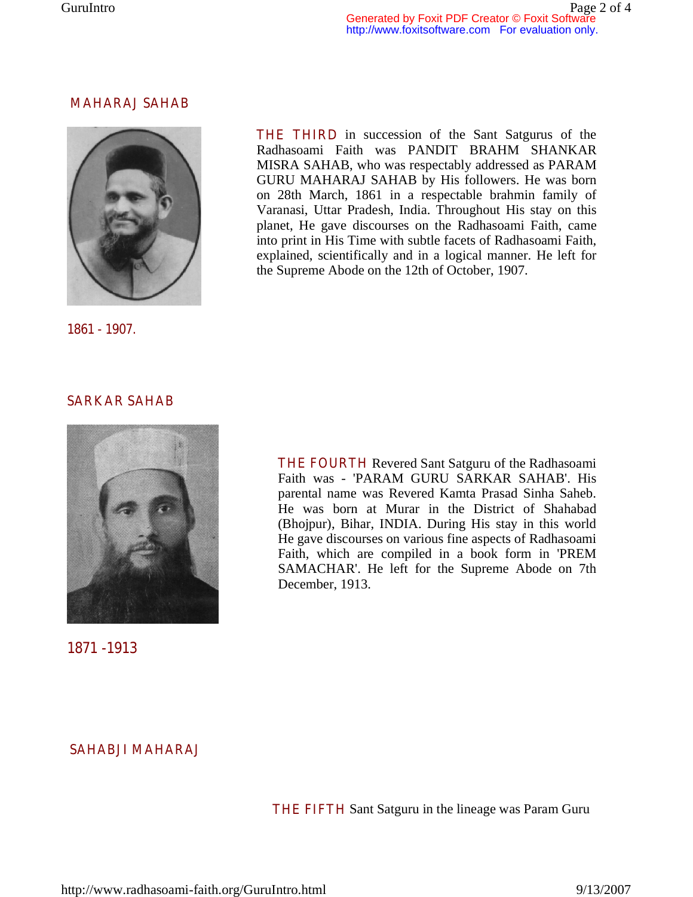## MAHARAJ SAHAB

1861 - 1907.

**THE THIRD** in succession of the Sant Satgurus of the Radhasoami Faith was PANDIT BRAHM SHANKAR MISRA SAHAB, who was respectably addressed as PARAM GURU MAHARAJ SAHAB by His followers. He was born on 28th March, 1861 in a respectable brahmin family of Varanasi, Uttar Pradesh, India. Throughout His stay on this planet, He gave discourses on the Radhasoami Faith, came into print in His Time with subtle facets of Radhasoami Faith, explained, scientifically and in a logical manner. He left for the Supreme Abode on the 12th of October, 1907.

## SARKAR SAHAB

1871 -1913

**THE FOURTH** Revered Sant Satguru of the Radhasoami Faith was - 'PARAM GURU SARKAR SAHAB'. His parental name was Revered Kamta Prasad Sinha Saheb. He was born at Murar in the District of Shahabad (Bhojpur), Bihar, INDIA. During His stay in this world He gave discourses on various fine aspects of Radhasoami Faith, which are compiled in a book form in 'PREM SAMACHAR'. He left for the Supreme Abode on 7th December, 1913.

## SAHABJI MAHARAJ

**THE FIFTH** Sant Satguru in the lineage was Param Guru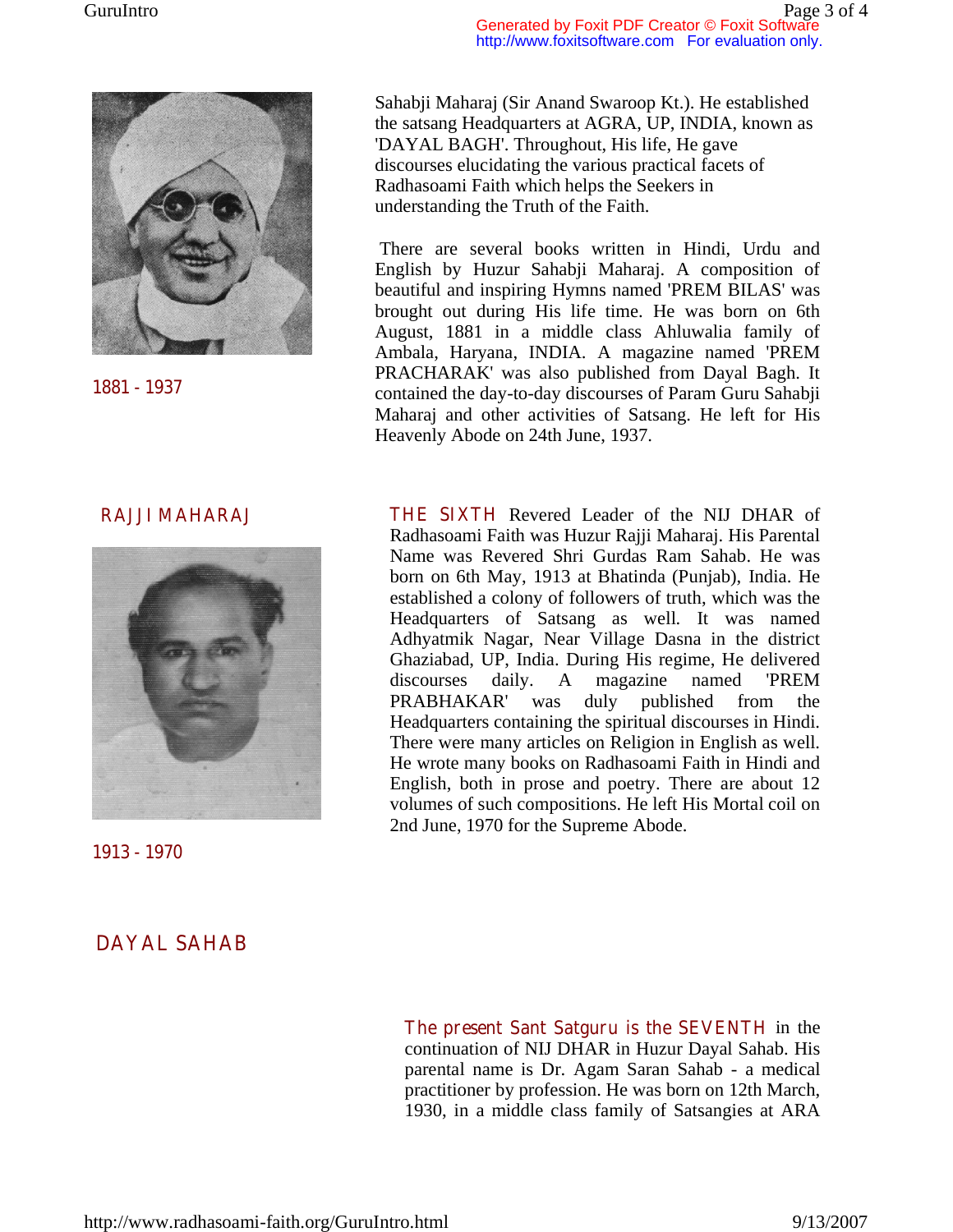Sahabji Maharaj (Sir Anand Swaroop Kt.). He established the satsang Headquarters at AGRA, UP, INDIA, known as 'DAYAL BAGH'. Throughout, His life, He gave discourses elucidating the various practical facets of Radhasoami Faith which helps the Seekers in understanding the Truth of the Faith.

1881 - 1937

There are several books written in Hindi, Urdu and English by Huzur Sahabji Maharaj. A composition of beautiful and inspiring Hymns named 'PREM BILAS' was brought out during His life time. He was born on 6th August, 1881 in a middle class Ahluwalia family of Ambala, Haryana, INDIA. A magazine named 'PREM PRACHARAK' was also published from Dayal Bagh. It contained the day-to-day discourses of Param Guru Sahabji Maharaj and other activities of Satsang. He left for His Heavenly Abode on 24th June, 1937.

## RAJJI MAHARAJ

1913 - 1970

THE SIXTH Revered Leader of the NIJ DHAR of Radhasoami Faith was Huzur Rajji Maharaj. His Parental Name was Revered Shri Gurdas Ram Sahab. He was born on 6th May, 1913 at Bhatinda (Punjab), India. He established a colony of followers of truth, which was the Headquarters of Satsang as well. It was named Adhyatmik Nagar, Near Village Dasna in the district Ghaziabad, UP, India. During His regime, He delivered discourses daily. A magazine named 'PREM PRABHAKAR' was duly published from the Headquarters containing the spiritual discourses in Hindi. There were many articles on Religion in English as well. He wrote many books on Radhasoami Faith in Hindi and English, both in prose and poetry. There are about 12 volumes of such compositions. He left His Mortal coil on 2nd June, 1970 for the Supreme Abode.

## DAYAL SAHAB

The present Sant Satguru is the SEVENTH in the continuation of NIJ DHAR in Huzur Dayal Sahab. His parental name is Dr. Agam Saran Sahab - a medical practitioner by profession. He was born on 12th March, 1930, in a middle class family of Satsangies at ARA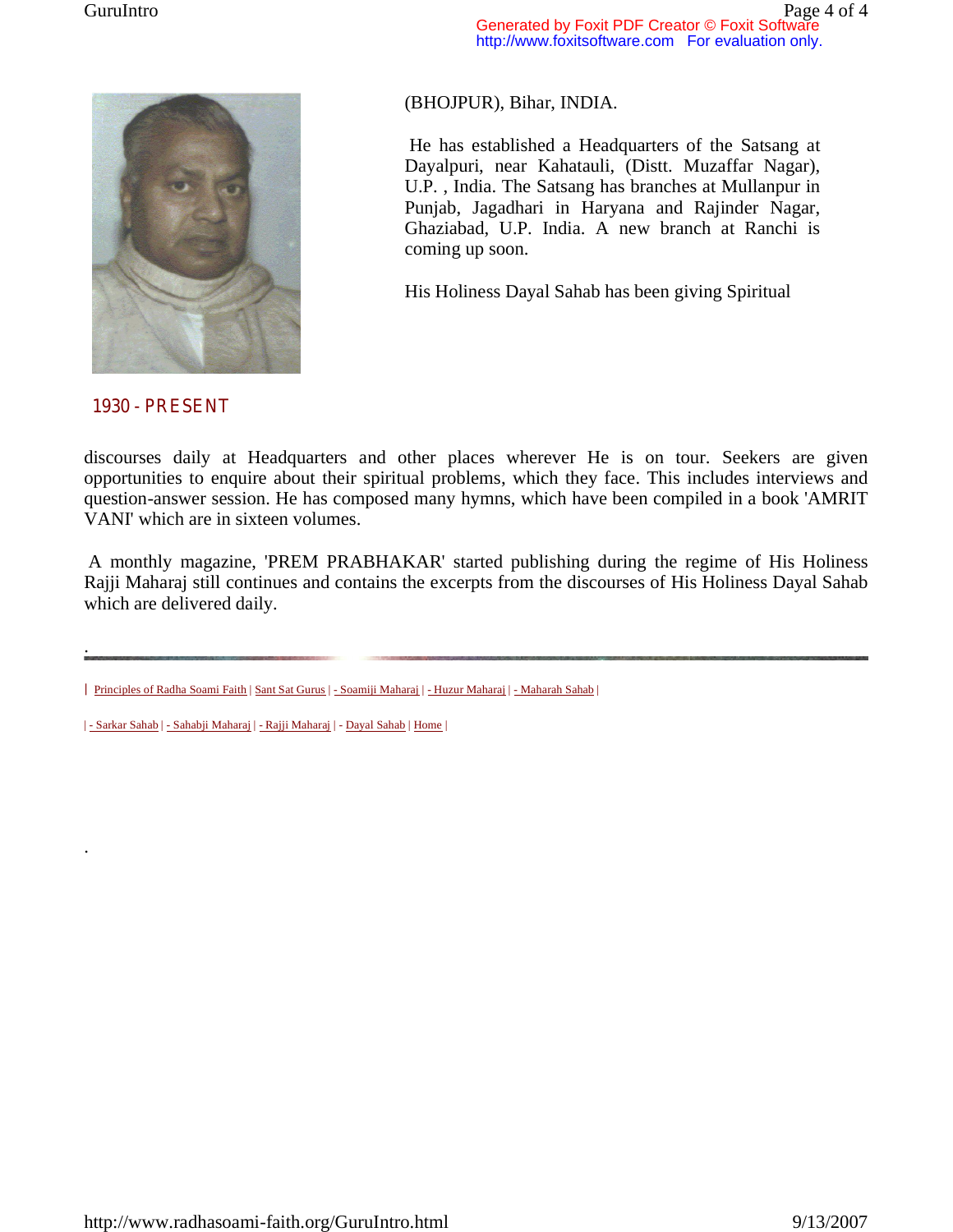(BHOJPUR), Bihar, INDIA.

He has established a Headquarters of the Satsang at Dayalpuri, near Kahatauli, (Distt. Muzaffar Nagar), U.P. , India. The Satsang has branches at Mullanpur in Punjab, Jagadhari in Haryana and Rajinder Nagar, Ghaziabad, U.P. India. A new branch at Ranchi is coming up soon.

His Holiness Dayal Sahab has been giving Spiritual

1930 - PRESENT

discourses daily at Headquarters and other places wherever He is on tour. Seekers are given opportunities to enquire about their spiritual problems, which they face. This includes interviews and question-answer session. He has composed many hymns, which have been compiled in a book 'AMRIT VANI' which are in sixteen volumes.

A monthly magazine, 'PREM PRABHAKAR' started publishing during the regime of His Holiness Rajji Maharaj still continues and contains the excerpts from the discourses of His Holiness Dayal Sahab which are delivered daily.

---

| Principles of Radha Soami Faith | Sant Sat Gurus | - Soamiji Maharaj | - Huzur Maharaj | - Maharah Sahab |

| - Sarkar Sahab | - Sahabji Maharaj | - Rajji Maharaj | - Dayal Sahab | Home |